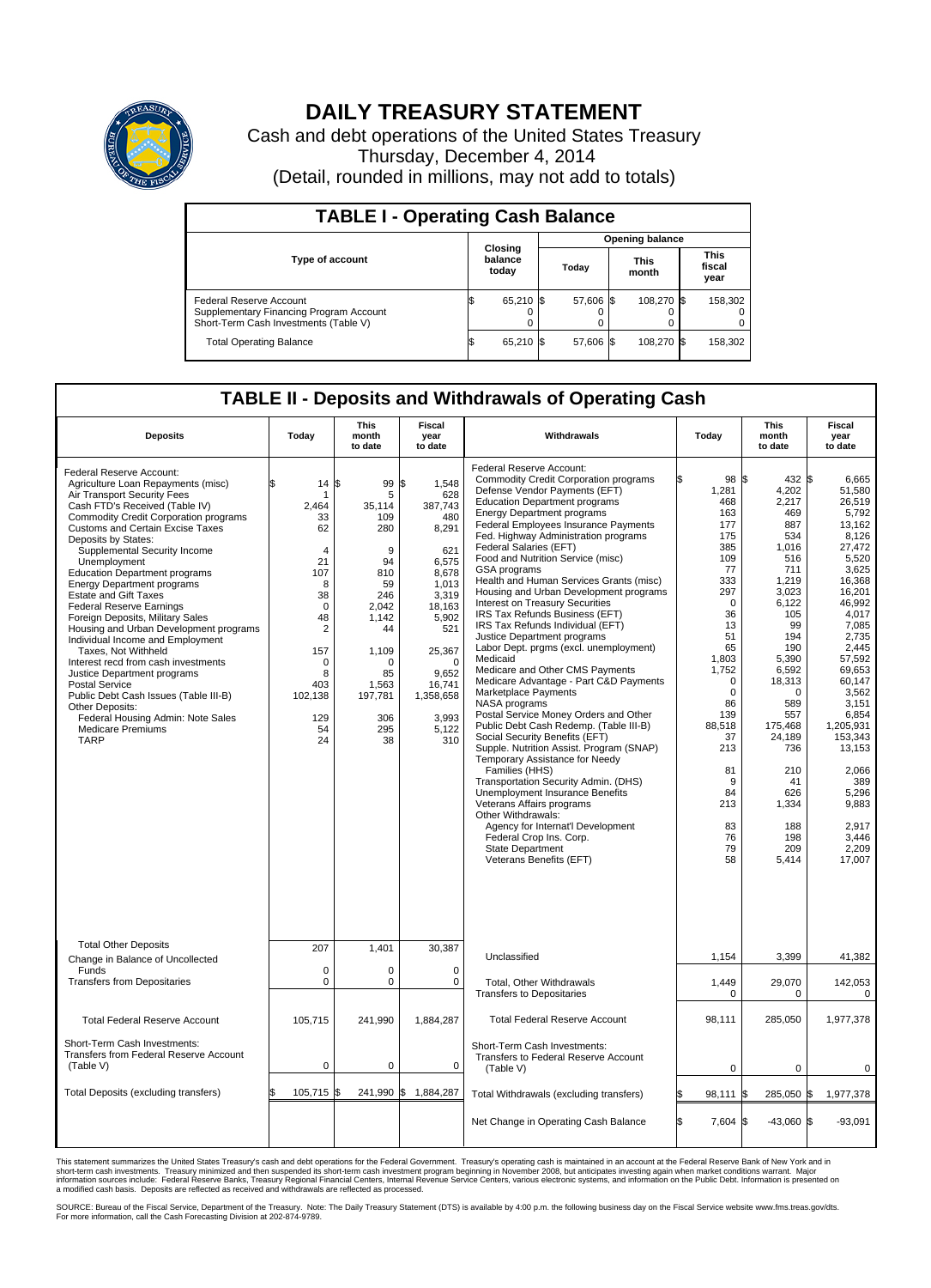# DAILY TREASURY STATEMENT

Cash and debt operations of the United States Treasury
Thursday, December 4, 2014
(Detail, rounded in millions, may not add to totals)

## TABLE I - Operating Cash Balance

| Type of account | Closing balance today | Opening balance Today | Opening balance This month | Opening balance This fiscal year |
|---|---|---|---|---|
| Federal Reserve Account | $ 65,210 | $ 57,606 | $ 108,270 | $ 158,302 |
| Supplementary Financing Program Account | 0 | 0 | 0 | 0 |
| Short-Term Cash Investments (Table V) | 0 | 0 | 0 | 0 |
| Total Operating Balance | $ 65,210 | $ 57,606 | $ 108,270 | $ 158,302 |

## TABLE II - Deposits and Withdrawals of Operating Cash

| Deposits | Today | This month to date | Fiscal year to date |
|---|---|---|---|
| Federal Reserve Account: | | | |
| Agriculture Loan Repayments (misc) | $ 14 | $ 99 | $ 1,548 |
| Air Transport Security Fees | 1 | 5 | 628 |
| Cash FTD's Received (Table IV) | 2,464 | 35,114 | 387,743 |
| Commodity Credit Corporation programs | 33 | 109 | 480 |
| Customs and Certain Excise Taxes | 62 | 280 | 8,291 |
| Deposits by States: | | | |
| Supplemental Security Income | 4 | 9 | 621 |
| Unemployment | 21 | 94 | 6,575 |
| Education Department programs | 107 | 810 | 8,678 |
| Energy Department programs | 8 | 59 | 1,013 |
| Estate and Gift Taxes | 38 | 246 | 3,319 |
| Federal Reserve Earnings | 0 | 2,042 | 18,163 |
| Foreign Deposits, Military Sales | 48 | 1,142 | 5,902 |
| Housing and Urban Development programs | 2 | 44 | 521 |
| Individual Income and Employment Taxes, Not Withheld | 157 | 1,109 | 25,367 |
| Interest recd from cash investments | 0 | 0 | 0 |
| Justice Department programs | 8 | 85 | 9,652 |
| Postal Service | 403 | 1,563 | 16,741 |
| Public Debt Cash Issues (Table III-B) | 102,138 | 197,781 | 1,358,658 |
| Other Deposits: | | | |
| Federal Housing Admin: Note Sales | 129 | 306 | 3,993 |
| Medicare Premiums | 54 | 295 | 5,122 |
| TARP | 24 | 38 | 310 |
| Total Other Deposits | 207 | 1,401 | 30,387 |
| Change in Balance of Uncollected Funds | 0 | 0 | 0 |
| Transfers from Depositaries | 0 | 0 | 0 |
| Total Federal Reserve Account | 105,715 | 241,990 | 1,884,287 |
| Short-Term Cash Investments: Transfers from Federal Reserve Account (Table V) | 0 | 0 | 0 |
| Total Deposits (excluding transfers) | $ 105,715 | $ 241,990 | $ 1,884,287 |

| Withdrawals | Today | This month to date | Fiscal year to date |
|---|---|---|---|
| Federal Reserve Account: | | | |
| Commodity Credit Corporation programs | $ 98 | $ 432 | $ 6,665 |
| Defense Vendor Payments (EFT) | 1,281 | 4,202 | 51,580 |
| Education Department programs | 468 | 2,217 | 26,519 |
| Energy Department programs | 163 | 469 | 5,792 |
| Federal Employees Insurance Payments | 177 | 887 | 13,162 |
| Fed. Highway Administration programs | 175 | 534 | 8,126 |
| Federal Salaries (EFT) | 385 | 1,016 | 27,472 |
| Food and Nutrition Service (misc) | 109 | 516 | 5,520 |
| GSA programs | 77 | 711 | 3,625 |
| Health and Human Services Grants (misc) | 333 | 1,219 | 16,368 |
| Housing and Urban Development programs | 297 | 3,023 | 16,201 |
| Interest on Treasury Securities | 0 | 6,122 | 46,992 |
| IRS Tax Refunds Business (EFT) | 36 | 105 | 4,017 |
| IRS Tax Refunds Individual (EFT) | 13 | 99 | 7,085 |
| Justice Department programs | 51 | 194 | 2,735 |
| Labor Dept. prgms (excl. unemployment) | 65 | 190 | 2,445 |
| Medicaid | 1,803 | 5,390 | 57,592 |
| Medicare and Other CMS Payments | 1,752 | 6,592 | 69,653 |
| Medicare Advantage - Part C&D Payments | 0 | 18,313 | 60,147 |
| Marketplace Payments | 0 | 0 | 3,562 |
| NASA programs | 86 | 589 | 3,151 |
| Postal Service Money Orders and Other | 139 | 557 | 6,854 |
| Public Debt Cash Redemp. (Table III-B) | 88,518 | 175,468 | 1,205,931 |
| Social Security Benefits (EFT) | 37 | 24,189 | 153,343 |
| Supple. Nutrition Assist. Program (SNAP) | 213 | 736 | 13,153 |
| Temporary Assistance for Needy Families (HHS) | 81 | 210 | 2,066 |
| Transportation Security Admin. (DHS) | 9 | 41 | 389 |
| Unemployment Insurance Benefits | 84 | 626 | 5,296 |
| Veterans Affairs programs | 213 | 1,334 | 9,883 |
| Other Withdrawals: | | | |
| Agency for Internat'l Development | 83 | 188 | 2,917 |
| Federal Crop Ins. Corp. | 76 | 198 | 3,446 |
| State Department | 79 | 209 | 2,209 |
| Veterans Benefits (EFT) | 58 | 5,414 | 17,007 |
| Unclassified | 1,154 | 3,399 | 41,382 |
| Total, Other Withdrawals | 1,449 | 29,070 | 142,053 |
| Transfers to Depositaries | 0 | 0 | 0 |
| Total Federal Reserve Account | 98,111 | 285,050 | 1,977,378 |
| Short-Term Cash Investments: Transfers to Federal Reserve Account (Table V) | 0 | 0 | 0 |
| Total Withdrawals (excluding transfers) | $ 98,111 | $ 285,050 | $ 1,977,378 |
| Net Change in Operating Cash Balance | $ 7,604 | $ -43,060 | $ -93,091 |

This statement summarizes the United States Treasury's cash and debt operations for the Federal Government. Treasury's operating cash is maintained in an account at the Federal Reserve Bank of New York and in short-term cash investments. Treasury minimized and then suspended its short-term cash investment program beginning in November 2008, but anticipates investing again when market conditions warrant. Major information sources include: Federal Reserve Banks, Treasury Regional Financial Centers, Internal Revenue Service Centers, various electronic systems, and information on the Public Debt. Information is presented on a modified cash basis. Deposits are reflected as received and withdrawals are reflected as processed.

SOURCE: Bureau of the Fiscal Service, Department of the Treasury. Note: The Daily Treasury Statement (DTS) is available by 4:00 p.m. the following business day on the Fiscal Service website www.fms.treas.gov/dts. For more information, call the Cash Forecasting Division at 202-874-9789.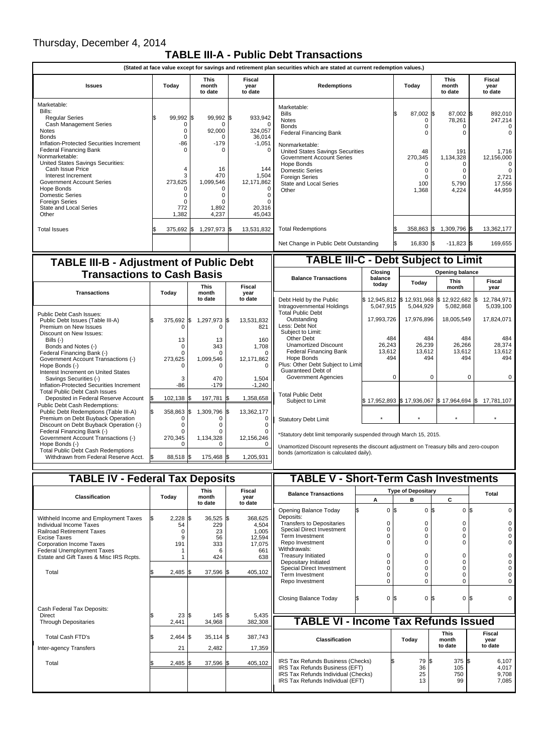Thursday, December 4, 2014

# TABLE III-A - Public Debt Transactions

(Stated at face value except for savings and retirement plan securities which are stated at current redemption values.)

| Issues | Today | This month to date | Fiscal year to date |
|---|---|---|---|
| Marketable: | | | |
| Bills: | | | |
| Regular Series | $ 99,992 | $ 99,992 | $ 933,942 |
| Cash Management Series | 0 | 0 | 0 |
| Notes | 0 | 92,000 | 324,057 |
| Bonds | 0 | 0 | 36,014 |
| Inflation-Protected Securities Increment | -86 | -179 | -1,051 |
| Federal Financing Bank | 0 | 0 | 0 |
| Nonmarketable: | | | |
| United States Savings Securities: | | | |
| Cash Issue Price | 4 | 16 | 144 |
| Interest Increment | 3 | 470 | 1,504 |
| Government Account Series | 273,625 | 1,099,546 | 12,171,862 |
| Hope Bonds | 0 | 0 | 0 |
| Domestic Series | 0 | 0 | 0 |
| Foreign Series | 0 | 0 | 0 |
| State and Local Series | 772 | 1,892 | 20,316 |
| Other | 1,382 | 4,237 | 45,043 |
| Total Issues | $ 375,692 | $ 1,297,973 | $ 13,531,832 |

| Redemptions | Today | This month to date | Fiscal year to date |
|---|---|---|---|
| Marketable: | | | |
| Bills | $ 87,002 | $ 87,002 | $ 892,010 |
| Notes | 0 | 78,261 | 247,214 |
| Bonds | 0 | 0 | 0 |
| Federal Financing Bank | 0 | 0 | 0 |
| Nonmarketable: | | | |
| United States Savings Securities | 48 | 191 | 1,716 |
| Government Account Series | 270,345 | 1,134,328 | 12,156,000 |
| Hope Bonds | 0 | 0 | 0 |
| Domestic Series | 0 | 0 | 0 |
| Foreign Series | 0 | 0 | 2,721 |
| State and Local Series | 100 | 5,790 | 17,556 |
| Other | 1,368 | 4,224 | 44,959 |
| Total Redemptions | $ 358,863 | $ 1,309,796 | $ 13,362,177 |
| Net Change in Public Debt Outstanding | $ 16,830 | $ -11,823 | $ 169,655 |

# TABLE III-B - Adjustment of Public Debt Transactions to Cash Basis

| Transactions | Today | This month to date | Fiscal year to date |
|---|---|---|---|
| Public Debt Cash Issues: | | | |
| Public Debt Issues (Table III-A) | $ 375,692 | $ 1,297,973 | $ 13,531,832 |
| Premium on New Issues | 0 | 0 | 821 |
| Discount on New Issues: | | | |
| Bills (-) | 13 | 13 | 160 |
| Bonds and Notes (-) | 0 | 343 | 1,708 |
| Federal Financing Bank (-) | 0 | 0 | 0 |
| Government Account Transactions (-) | 273,625 | 1,099,546 | 12,171,862 |
| Hope Bonds (-) | 0 | 0 | 0 |
| Interest Increment on United States Savings Securities (-) | 3 | 470 | 1,504 |
| Inflation-Protected Securities Increment | -86 | -179 | -1,240 |
| Total Public Debt Cash Issues Deposited in Federal Reserve Account | $ 102,138 | $ 197,781 | $ 1,358,658 |
| Public Debt Cash Redemptions: | | | |
| Public Debt Redemptions (Table III-A) | $ 358,863 | $ 1,309,796 | $ 13,362,177 |
| Premium on Debt Buyback Operation | 0 | 0 | 0 |
| Discount on Debt Buyback Operation (-) | 0 | 0 | 0 |
| Federal Financing Bank (-) | 0 | 0 | 0 |
| Government Account Transactions (-) | 270,345 | 1,134,328 | 12,156,246 |
| Hope Bonds (-) | 0 | 0 | 0 |
| Total Public Debt Cash Redemptions Withdrawn from Federal Reserve Acct. | $ 88,518 | $ 175,468 | $ 1,205,931 |

# TABLE III-C - Debt Subject to Limit

| Balance Transactions | Closing balance today | Opening balance Today | Opening balance This month | Opening balance Fiscal year |
|---|---|---|---|---|
| Debt Held by the Public | $ 12,945,812 | $ 12,931,968 | $ 12,922,682 | $ 12,784,971 |
| Intragovernmental Holdings | 5,047,915 | 5,044,929 | 5,082,868 | 5,039,100 |
| Total Public Debt Outstanding | 17,993,726 | 17,976,896 | 18,005,549 | 17,824,071 |
| Less: Debt Not Subject to Limit: | | | | |
| Other Debt | 484 | 484 | 484 | 484 |
| Unamortized Discount | 26,243 | 26,239 | 26,266 | 28,374 |
| Federal Financing Bank | 13,612 | 13,612 | 13,612 | 13,612 |
| Hope Bonds | 494 | 494 | 494 | 494 |
| Plus: Other Debt Subject to Limit | | | | |
| Guaranteed Debt of Government Agencies | 0 | 0 | 0 | 0 |
| Total Public Debt Subject to Limit | $ 17,952,893 | $ 17,936,067 | $ 17,964,694 | $ 17,781,107 |
| Statutory Debt Limit | * | * | * | * |

*Statutory debt limit temporarily suspended through March 15, 2015.

Unamortized Discount represents the discount adjustment on Treasury bills and zero-coupon bonds (amortization is calculated daily).

# TABLE IV - Federal Tax Deposits

| Classification | Today | This month to date | Fiscal year to date |
|---|---|---|---|
| Withheld Income and Employment Taxes | $ 2,228 | $ 36,525 | $ 368,625 |
| Individual Income Taxes | 54 | 229 | 4,504 |
| Railroad Retirement Taxes | 0 | 23 | 1,005 |
| Excise Taxes | 9 | 56 | 12,594 |
| Corporation Income Taxes | 191 | 333 | 17,075 |
| Federal Unemployment Taxes | 1 | 6 | 661 |
| Estate and Gift Taxes & Misc IRS Rcpts. | 1 | 424 | 638 |
| Total | $ 2,485 | $ 37,596 | $ 405,102 |
| Cash Federal Tax Deposits: | | | |
| Direct | $ 23 | $ 145 | $ 5,435 |
| Through Depositaries | 2,441 | 34,968 | 382,308 |
| Total Cash FTD's | $ 2,464 | $ 35,114 | $ 387,743 |
| Inter-agency Transfers | 21 | 2,482 | 17,359 |
| Total | $ 2,485 | $ 37,596 | $ 405,102 |

# TABLE V - Short-Term Cash Investments

| Balance Transactions | Type of Depositary A | Type of Depositary B | Type of Depositary C | Total |
|---|---|---|---|---|
| Opening Balance Today | $ 0 | $ 0 | $ 0 | $ 0 |
| Deposits: | | | | |
| Transfers to Depositaries | 0 | 0 | 0 | 0 |
| Special Direct Investment | 0 | 0 | 0 | 0 |
| Term Investment | 0 | 0 | 0 | 0 |
| Repo Investment | 0 | 0 | 0 | 0 |
| Withdrawals: | | | | |
| Treasury Initiated | 0 | 0 | 0 | 0 |
| Depositary Initiated | 0 | 0 | 0 | 0 |
| Special Direct Investment | 0 | 0 | 0 | 0 |
| Term Investment | 0 | 0 | 0 | 0 |
| Repo Investment | 0 | 0 | 0 | 0 |
| Closing Balance Today | $ 0 | $ 0 | $ 0 | $ 0 |

# TABLE VI - Income Tax Refunds Issued

| Classification | Today | This month to date | Fiscal year to date |
|---|---|---|---|
| IRS Tax Refunds Business (Checks) | $ 79 | $ 375 | $ 6,107 |
| IRS Tax Refunds Business (EFT) | 36 | 105 | 4,017 |
| IRS Tax Refunds Individual (Checks) | 25 | 750 | 9,708 |
| IRS Tax Refunds Individual (EFT) | 13 | 99 | 7,085 |